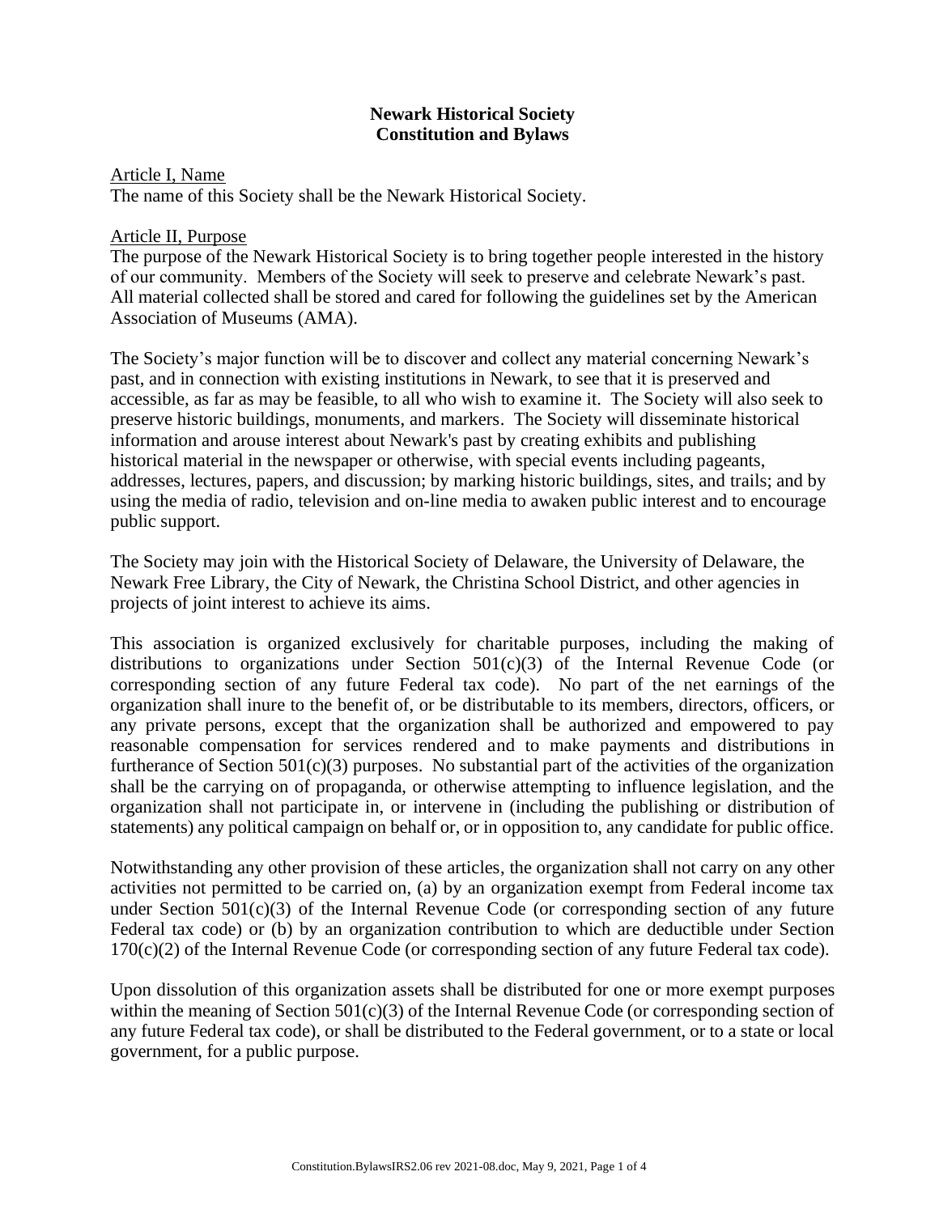# Newark Historical Society
# Constitution and Bylaws

## Article I, Name

The name of this Society shall be the Newark Historical Society.

## Article II, Purpose

The purpose of the Newark Historical Society is to bring together people interested in the history of our community. Members of the Society will seek to preserve and celebrate Newark's past. All material collected shall be stored and cared for following the guidelines set by the American Association of Museums (AMA).

The Society's major function will be to discover and collect any material concerning Newark's past, and in connection with existing institutions in Newark, to see that it is preserved and accessible, as far as may be feasible, to all who wish to examine it. The Society will also seek to preserve historic buildings, monuments, and markers. The Society will disseminate historical information and arouse interest about Newark's past by creating exhibits and publishing historical material in the newspaper or otherwise, with special events including pageants, addresses, lectures, papers, and discussion; by marking historic buildings, sites, and trails; and by using the media of radio, television and on-line media to awaken public interest and to encourage public support.

The Society may join with the Historical Society of Delaware, the University of Delaware, the Newark Free Library, the City of Newark, the Christina School District, and other agencies in projects of joint interest to achieve its aims.

This association is organized exclusively for charitable purposes, including the making of distributions to organizations under Section 501(c)(3) of the Internal Revenue Code (or corresponding section of any future Federal tax code). No part of the net earnings of the organization shall inure to the benefit of, or be distributable to its members, directors, officers, or any private persons, except that the organization shall be authorized and empowered to pay reasonable compensation for services rendered and to make payments and distributions in furtherance of Section 501(c)(3) purposes. No substantial part of the activities of the organization shall be the carrying on of propaganda, or otherwise attempting to influence legislation, and the organization shall not participate in, or intervene in (including the publishing or distribution of statements) any political campaign on behalf or, or in opposition to, any candidate for public office.

Notwithstanding any other provision of these articles, the organization shall not carry on any other activities not permitted to be carried on, (a) by an organization exempt from Federal income tax under Section 501(c)(3) of the Internal Revenue Code (or corresponding section of any future Federal tax code) or (b) by an organization contribution to which are deductible under Section 170(c)(2) of the Internal Revenue Code (or corresponding section of any future Federal tax code).

Upon dissolution of this organization assets shall be distributed for one or more exempt purposes within the meaning of Section 501(c)(3) of the Internal Revenue Code (or corresponding section of any future Federal tax code), or shall be distributed to the Federal government, or to a state or local government, for a public purpose.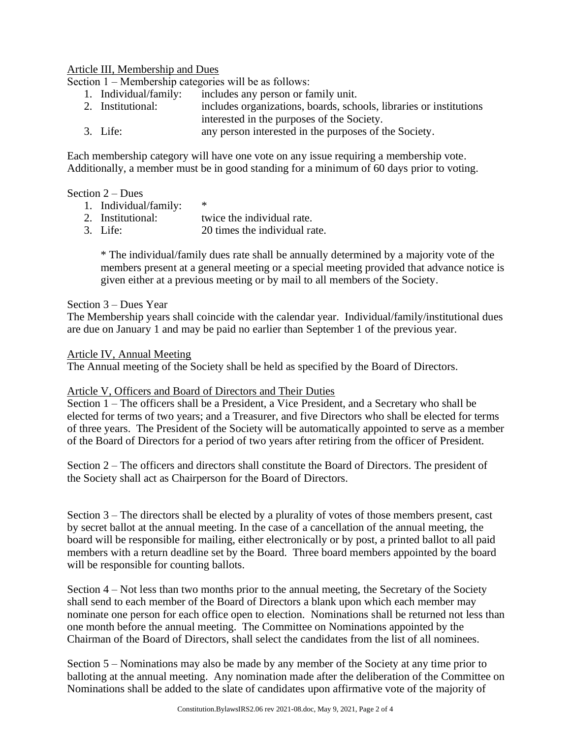Article III, Membership and Dues

Section 1 – Membership categories will be as follows:

1. Individual/family: includes any person or family unit.
2. Institutional: includes organizations, boards, schools, libraries or institutions interested in the purposes of the Society.
3. Life: any person interested in the purposes of the Society.

Each membership category will have one vote on any issue requiring a membership vote. Additionally, a member must be in good standing for a minimum of 60 days prior to voting.

Section 2 – Dues

1. Individual/family: *
2. Institutional: twice the individual rate.
3. Life: 20 times the individual rate.

   * The individual/family dues rate shall be annually determined by a majority vote of the members present at a general meeting or a special meeting provided that advance notice is given either at a previous meeting or by mail to all members of the Society.

Section 3 – Dues Year

The Membership years shall coincide with the calendar year. Individual/family/institutional dues are due on January 1 and may be paid no earlier than September 1 of the previous year.

Article IV, Annual Meeting

The Annual meeting of the Society shall be held as specified by the Board of Directors.

Article V, Officers and Board of Directors and Their Duties

Section 1 – The officers shall be a President, a Vice President, and a Secretary who shall be elected for terms of two years; and a Treasurer, and five Directors who shall be elected for terms of three years. The President of the Society will be automatically appointed to serve as a member of the Board of Directors for a period of two years after retiring from the officer of President.

Section 2 – The officers and directors shall constitute the Board of Directors. The president of the Society shall act as Chairperson for the Board of Directors.

Section 3 – The directors shall be elected by a plurality of votes of those members present, cast by secret ballot at the annual meeting. In the case of a cancellation of the annual meeting, the board will be responsible for mailing, either electronically or by post, a printed ballot to all paid members with a return deadline set by the Board. Three board members appointed by the board will be responsible for counting ballots.

Section 4 – Not less than two months prior to the annual meeting, the Secretary of the Society shall send to each member of the Board of Directors a blank upon which each member may nominate one person for each office open to election. Nominations shall be returned not less than one month before the annual meeting. The Committee on Nominations appointed by the Chairman of the Board of Directors, shall select the candidates from the list of all nominees.

Section 5 – Nominations may also be made by any member of the Society at any time prior to balloting at the annual meeting. Any nomination made after the deliberation of the Committee on Nominations shall be added to the slate of candidates upon affirmative vote of the majority of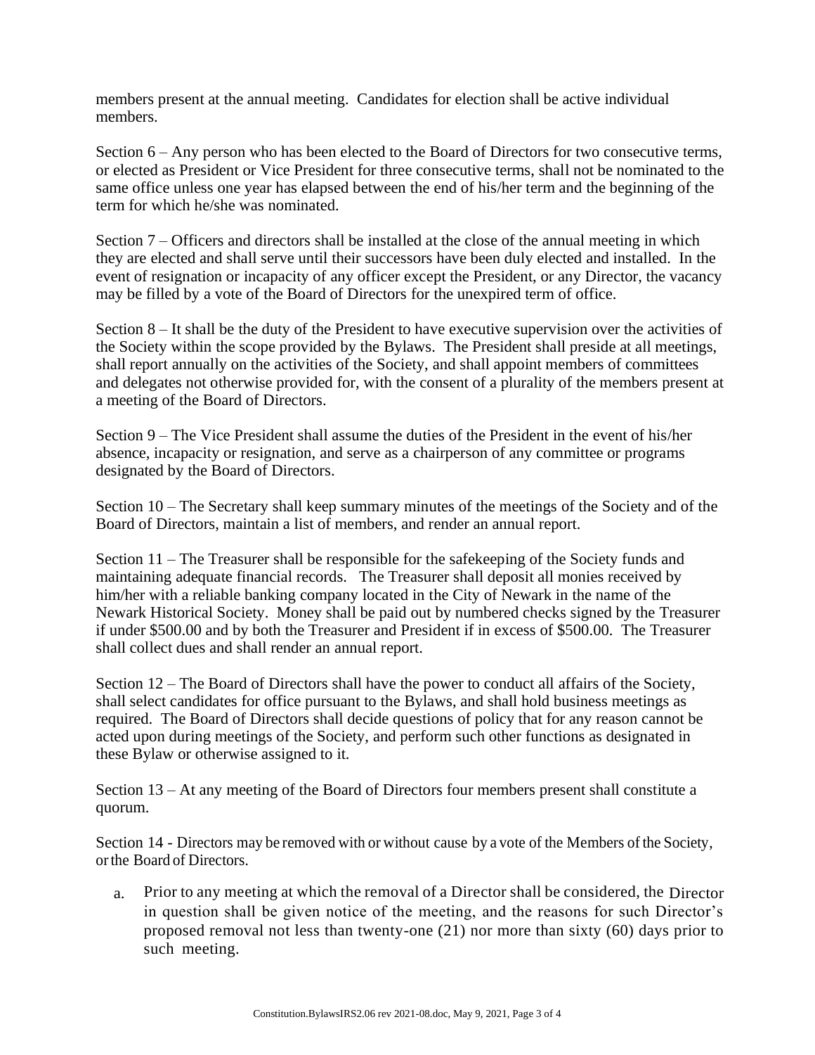members present at the annual meeting. Candidates for election shall be active individual members.

Section 6 – Any person who has been elected to the Board of Directors for two consecutive terms, or elected as President or Vice President for three consecutive terms, shall not be nominated to the same office unless one year has elapsed between the end of his/her term and the beginning of the term for which he/she was nominated.

Section 7 – Officers and directors shall be installed at the close of the annual meeting in which they are elected and shall serve until their successors have been duly elected and installed. In the event of resignation or incapacity of any officer except the President, or any Director, the vacancy may be filled by a vote of the Board of Directors for the unexpired term of office.

Section 8 – It shall be the duty of the President to have executive supervision over the activities of the Society within the scope provided by the Bylaws. The President shall preside at all meetings, shall report annually on the activities of the Society, and shall appoint members of committees and delegates not otherwise provided for, with the consent of a plurality of the members present at a meeting of the Board of Directors.

Section 9 – The Vice President shall assume the duties of the President in the event of his/her absence, incapacity or resignation, and serve as a chairperson of any committee or programs designated by the Board of Directors.

Section 10 – The Secretary shall keep summary minutes of the meetings of the Society and of the Board of Directors, maintain a list of members, and render an annual report.

Section 11 – The Treasurer shall be responsible for the safekeeping of the Society funds and maintaining adequate financial records. The Treasurer shall deposit all monies received by him/her with a reliable banking company located in the City of Newark in the name of the Newark Historical Society. Money shall be paid out by numbered checks signed by the Treasurer if under $500.00 and by both the Treasurer and President if in excess of $500.00. The Treasurer shall collect dues and shall render an annual report.

Section 12 – The Board of Directors shall have the power to conduct all affairs of the Society, shall select candidates for office pursuant to the Bylaws, and shall hold business meetings as required. The Board of Directors shall decide questions of policy that for any reason cannot be acted upon during meetings of the Society, and perform such other functions as designated in these Bylaw or otherwise assigned to it.

Section 13 – At any meeting of the Board of Directors four members present shall constitute a quorum.

Section 14 - Directors may be removed with or without cause by a vote of the Members of the Society, or the Board of Directors.

a. Prior to any meeting at which the removal of a Director shall be considered, the Director in question shall be given notice of the meeting, and the reasons for such Director's proposed removal not less than twenty-one (21) nor more than sixty (60) days prior to such meeting.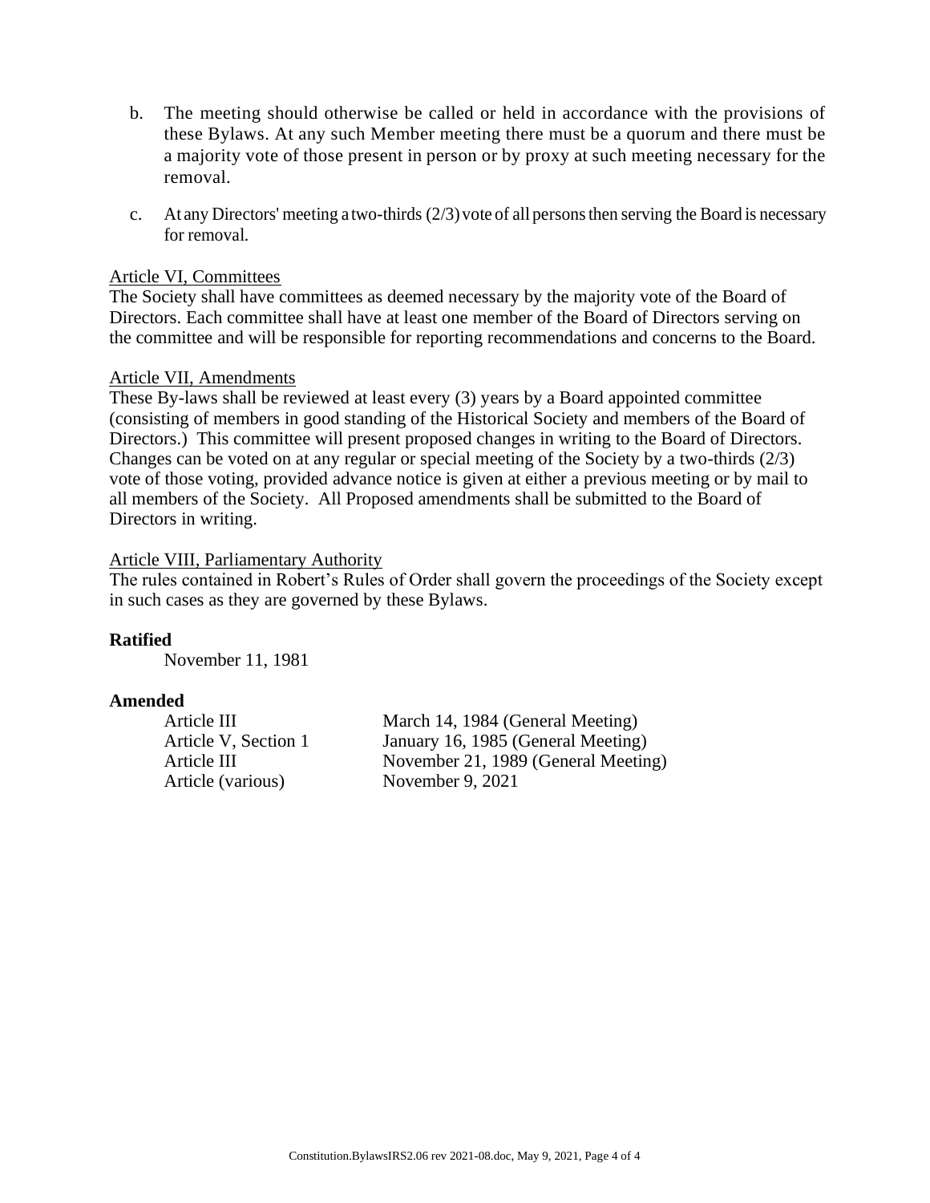b. The meeting should otherwise be called or held in accordance with the provisions of these Bylaws. At any such Member meeting there must be a quorum and there must be a majority vote of those present in person or by proxy at such meeting necessary for the removal.

c. At any Directors' meeting a two-thirds (2/3) vote of all persons then serving the Board is necessary for removal.

Article VI, Committees

The Society shall have committees as deemed necessary by the majority vote of the Board of Directors. Each committee shall have at least one member of the Board of Directors serving on the committee and will be responsible for reporting recommendations and concerns to the Board.

Article VII, Amendments

These By-laws shall be reviewed at least every (3) years by a Board appointed committee (consisting of members in good standing of the Historical Society and members of the Board of Directors.) This committee will present proposed changes in writing to the Board of Directors. Changes can be voted on at any regular or special meeting of the Society by a two-thirds (2/3) vote of those voting, provided advance notice is given at either a previous meeting or by mail to all members of the Society. All Proposed amendments shall be submitted to the Board of Directors in writing.

Article VIII, Parliamentary Authority

The rules contained in Robert's Rules of Order shall govern the proceedings of the Society except in such cases as they are governed by these Bylaws.

**Ratified**

November 11, 1981

**Amended**

| | |
|---|---|
| Article III | March 14, 1984 (General Meeting) |
| Article V, Section 1 | January 16, 1985 (General Meeting) |
| Article III | November 21, 1989 (General Meeting) |
| Article (various) | November 9, 2021 |